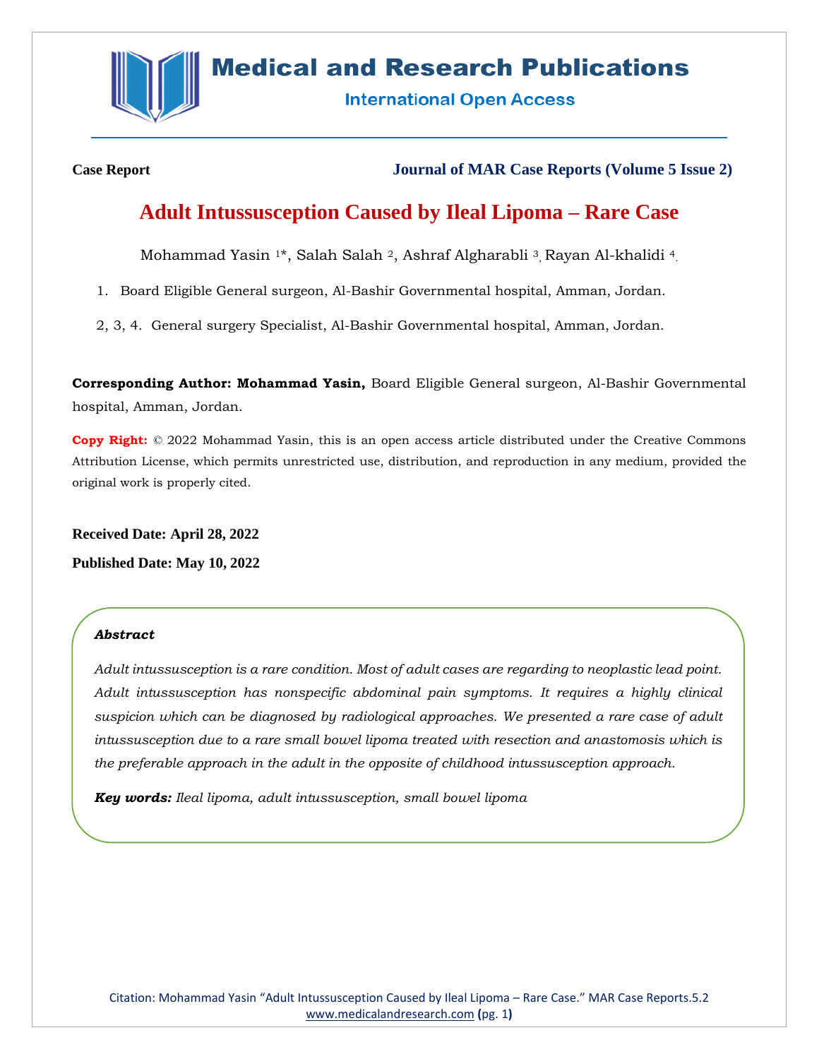Case Report

Journal of MAR Case Reports (Volume 5 Issue 2)

# Adult Intussusception Caused by Ileal Lipoma – Rare Case

Mohammad Yasin [1]*, Salah Salah [2], Ashraf Algharabli [3], Rayan Al-khalidi [4].

1. Board Eligible General surgeon, Al-Bashir Governmental hospital, Amman, Jordan.

2, 3, 4. General surgery Specialist, Al-Bashir Governmental hospital, Amman, Jordan.

**Corresponding Author: Mohammad Yasin,** Board Eligible General surgeon, Al-Bashir Governmental hospital, Amman, Jordan.

**Copy Right:** © 2022 Mohammad Yasin, this is an open access article distributed under the Creative Commons Attribution License, which permits unrestricted use, distribution, and reproduction in any medium, provided the original work is properly cited.

**Received Date: April 28, 2022**

**Published Date: May 10, 2022**

***Abstract***

*Adult intussusception is a rare condition. Most of adult cases are regarding to neoplastic lead point. Adult intussusception has nonspecific abdominal pain symptoms. It requires a highly clinical suspicion which can be diagnosed by radiological approaches. We presented a rare case of adult intussusception due to a rare small bowel lipoma treated with resection and anastomosis which is the preferable approach in the adult in the opposite of childhood intussusception approach.*

***Key words:*** *Ileal lipoma, adult intussusception, small bowel lipoma*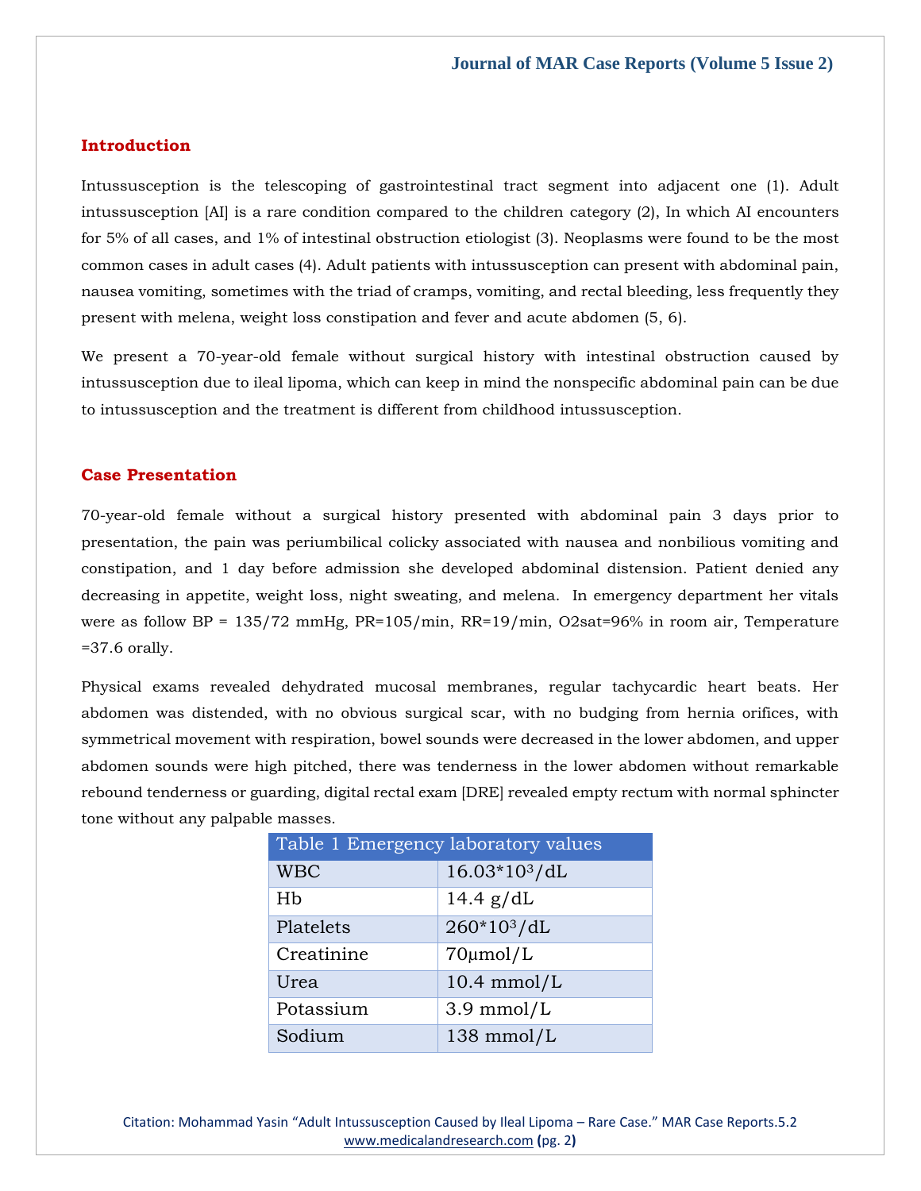## Introduction

Intussusception is the telescoping of gastrointestinal tract segment into adjacent one (1). Adult intussusception [AI] is a rare condition compared to the children category (2), In which AI encounters for 5% of all cases, and 1% of intestinal obstruction etiologist (3). Neoplasms were found to be the most common cases in adult cases (4). Adult patients with intussusception can present with abdominal pain, nausea vomiting, sometimes with the triad of cramps, vomiting, and rectal bleeding, less frequently they present with melena, weight loss constipation and fever and acute abdomen (5, 6).

We present a 70-year-old female without surgical history with intestinal obstruction caused by intussusception due to ileal lipoma, which can keep in mind the nonspecific abdominal pain can be due to intussusception and the treatment is different from childhood intussusception.

## Case Presentation

70-year-old female without a surgical history presented with abdominal pain 3 days prior to presentation, the pain was periumbilical colicky associated with nausea and nonbilious vomiting and constipation, and 1 day before admission she developed abdominal distension. Patient denied any decreasing in appetite, weight loss, night sweating, and melena. In emergency department her vitals were as follow BP = 135/72 mmHg, PR=105/min, RR=19/min, O2sat=96% in room air, Temperature =37.6 orally.

Physical exams revealed dehydrated mucosal membranes, regular tachycardic heart beats. Her abdomen was distended, with no obvious surgical scar, with no budging from hernia orifices, with symmetrical movement with respiration, bowel sounds were decreased in the lower abdomen, and upper abdomen sounds were high pitched, there was tenderness in the lower abdomen without remarkable rebound tenderness or guarding, digital rectal exam [DRE] revealed empty rectum with normal sphincter tone without any palpable masses.

| Table 1 Emergency laboratory values | |
|---|---|
| WBC | $16.03*10^3$/dL |
| Hb | 14.4 g/dL |
| Platelets | $260*10^3$/dL |
| Creatinine | 70µmol/L |
| Urea | 10.4 mmol/L |
| Potassium | 3.9 mmol/L |
| Sodium | 138 mmol/L |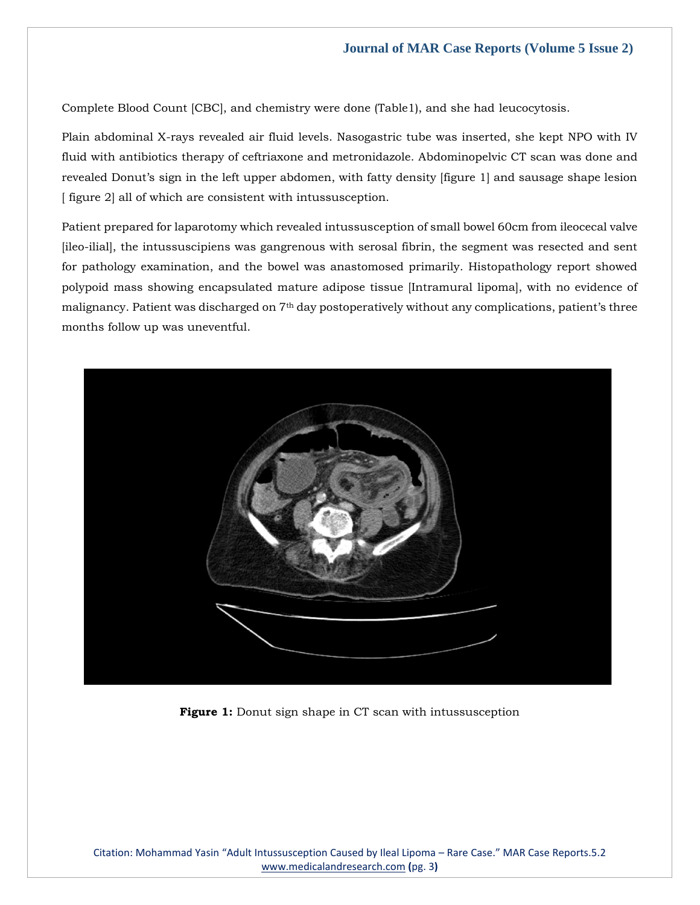Complete Blood Count [CBC], and chemistry were done (Table1), and she had leucocytosis.

Plain abdominal X-rays revealed air fluid levels. Nasogastric tube was inserted, she kept NPO with IV fluid with antibiotics therapy of ceftriaxone and metronidazole. Abdominopelvic CT scan was done and revealed Donut's sign in the left upper abdomen, with fatty density [figure 1] and sausage shape lesion [ figure 2] all of which are consistent with intussusception.

Patient prepared for laparotomy which revealed intussusception of small bowel 60cm from ileocecal valve [ileo-ilial], the intussuscipiens was gangrenous with serosal fibrin, the segment was resected and sent for pathology examination, and the bowel was anastomosed primarily. Histopathology report showed polypoid mass showing encapsulated mature adipose tissue [Intramural lipoma], with no evidence of malignancy. Patient was discharged on 7th day postoperatively without any complications, patient's three months follow up was uneventful.

**Figure 1:** Donut sign shape in CT scan with intussusception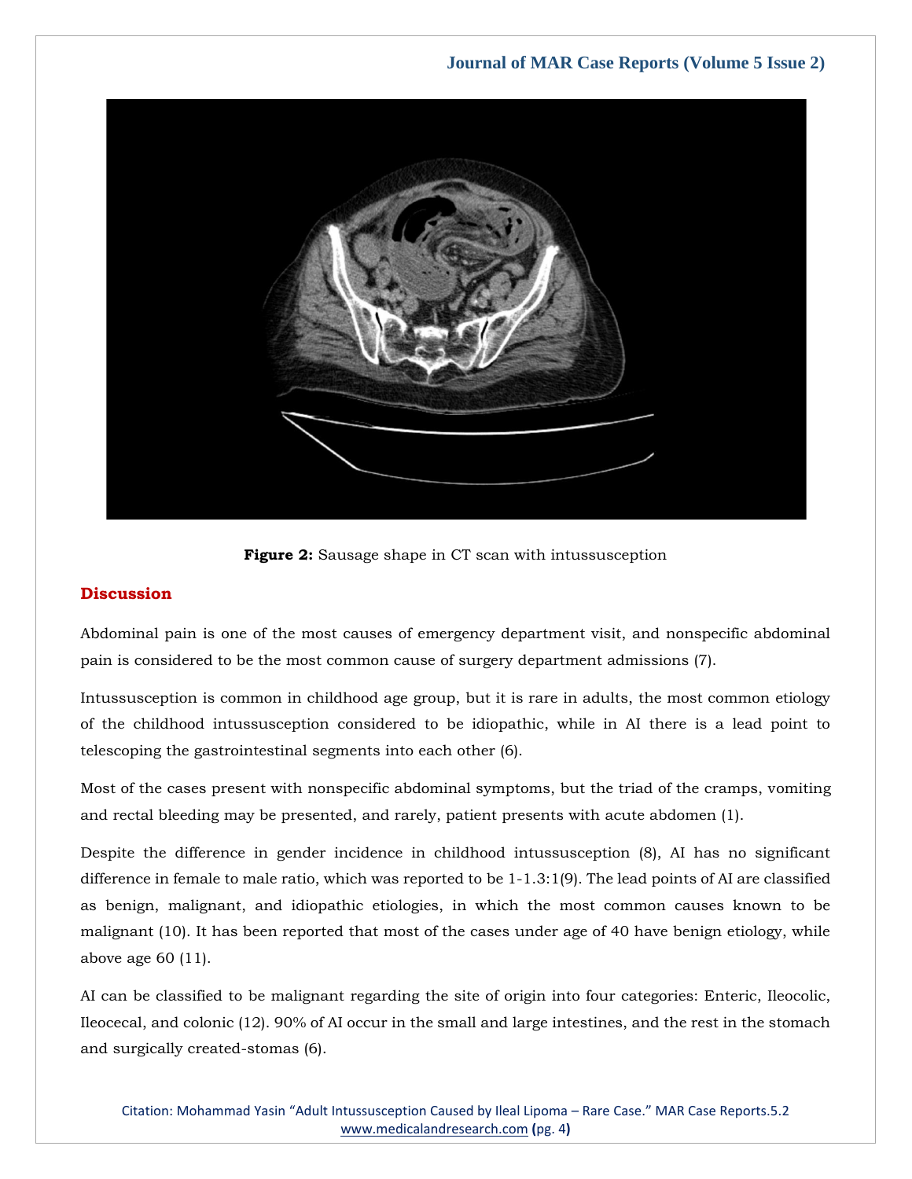**Figure 2:** Sausage shape in CT scan with intussusception

## Discussion

Abdominal pain is one of the most causes of emergency department visit, and nonspecific abdominal pain is considered to be the most common cause of surgery department admissions (7).

Intussusception is common in childhood age group, but it is rare in adults, the most common etiology of the childhood intussusception considered to be idiopathic, while in AI there is a lead point to telescoping the gastrointestinal segments into each other (6).

Most of the cases present with nonspecific abdominal symptoms, but the triad of the cramps, vomiting and rectal bleeding may be presented, and rarely, patient presents with acute abdomen (1).

Despite the difference in gender incidence in childhood intussusception (8), AI has no significant difference in female to male ratio, which was reported to be 1-1.3:1(9). The lead points of AI are classified as benign, malignant, and idiopathic etiologies, in which the most common causes known to be malignant (10). It has been reported that most of the cases under age of 40 have benign etiology, while above age 60 (11).

AI can be classified to be malignant regarding the site of origin into four categories: Enteric, Ileocolic, Ileocecal, and colonic (12). 90% of AI occur in the small and large intestines, and the rest in the stomach and surgically created-stomas (6).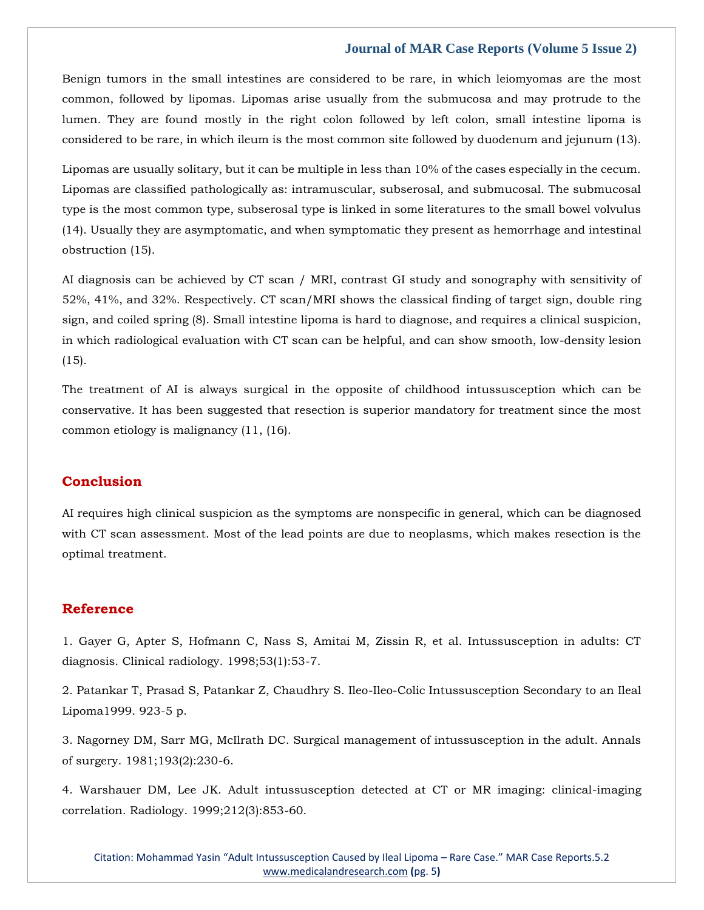Benign tumors in the small intestines are considered to be rare, in which leiomyomas are the most common, followed by lipomas. Lipomas arise usually from the submucosa and may protrude to the lumen. They are found mostly in the right colon followed by left colon, small intestine lipoma is considered to be rare, in which ileum is the most common site followed by duodenum and jejunum (13).

Lipomas are usually solitary, but it can be multiple in less than 10% of the cases especially in the cecum. Lipomas are classified pathologically as: intramuscular, subserosal, and submucosal. The submucosal type is the most common type, subserosal type is linked in some literatures to the small bowel volvulus (14). Usually they are asymptomatic, and when symptomatic they present as hemorrhage and intestinal obstruction (15).

AI diagnosis can be achieved by CT scan / MRI, contrast GI study and sonography with sensitivity of 52%, 41%, and 32%. Respectively. CT scan/MRI shows the classical finding of target sign, double ring sign, and coiled spring (8). Small intestine lipoma is hard to diagnose, and requires a clinical suspicion, in which radiological evaluation with CT scan can be helpful, and can show smooth, low-density lesion (15).

The treatment of AI is always surgical in the opposite of childhood intussusception which can be conservative. It has been suggested that resection is superior mandatory for treatment since the most common etiology is malignancy (11, (16).

## Conclusion

AI requires high clinical suspicion as the symptoms are nonspecific in general, which can be diagnosed with CT scan assessment. Most of the lead points are due to neoplasms, which makes resection is the optimal treatment.

## Reference

1. Gayer G, Apter S, Hofmann C, Nass S, Amitai M, Zissin R, et al. Intussusception in adults: CT diagnosis. Clinical radiology. 1998;53(1):53-7.

2. Patankar T, Prasad S, Patankar Z, Chaudhry S. Ileo-Ileo-Colic Intussusception Secondary to an Ileal Lipoma1999. 923-5 p.

3. Nagorney DM, Sarr MG, McIlrath DC. Surgical management of intussusception in the adult. Annals of surgery. 1981;193(2):230-6.

4. Warshauer DM, Lee JK. Adult intussusception detected at CT or MR imaging: clinical-imaging correlation. Radiology. 1999;212(3):853-60.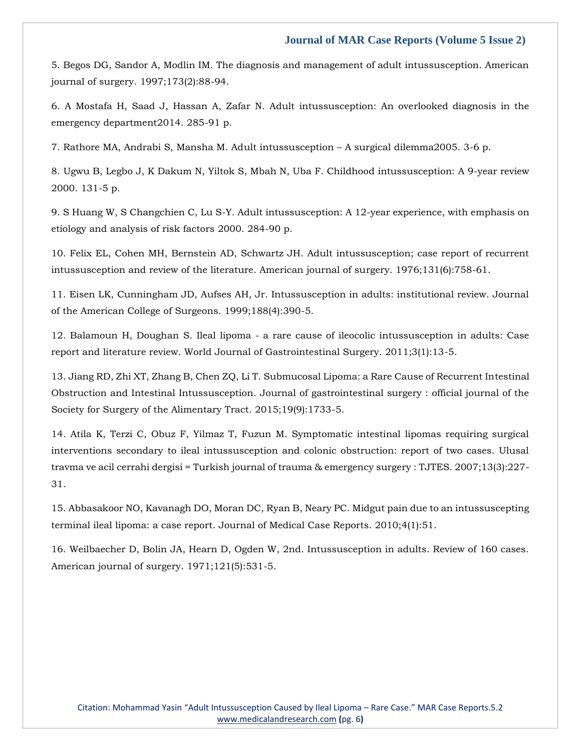5. Begos DG, Sandor A, Modlin IM. The diagnosis and management of adult intussusception. American journal of surgery. 1997;173(2):88-94.

6. A Mostafa H, Saad J, Hassan A, Zafar N. Adult intussusception: An overlooked diagnosis in the emergency department2014. 285-91 p.

7. Rathore MA, Andrabi S, Mansha M. Adult intussusception – A surgical dilemma2005. 3-6 p.

8. Ugwu B, Legbo J, K Dakum N, Yiltok S, Mbah N, Uba F. Childhood intussusception: A 9-year review 2000. 131-5 p.

9. S Huang W, S Changchien C, Lu S-Y. Adult intussusception: A 12-year experience, with emphasis on etiology and analysis of risk factors 2000. 284-90 p.

10. Felix EL, Cohen MH, Bernstein AD, Schwartz JH. Adult intussusception; case report of recurrent intussusception and review of the literature. American journal of surgery. 1976;131(6):758-61.

11. Eisen LK, Cunningham JD, Aufses AH, Jr. Intussusception in adults: institutional review. Journal of the American College of Surgeons. 1999;188(4):390-5.

12. Balamoun H, Doughan S. Ileal lipoma - a rare cause of ileocolic intussusception in adults: Case report and literature review. World Journal of Gastrointestinal Surgery. 2011;3(1):13-5.

13. Jiang RD, Zhi XT, Zhang B, Chen ZQ, Li T. Submucosal Lipoma: a Rare Cause of Recurrent Intestinal Obstruction and Intestinal Intussusception. Journal of gastrointestinal surgery : official journal of the Society for Surgery of the Alimentary Tract. 2015;19(9):1733-5.

14. Atila K, Terzi C, Obuz F, Yilmaz T, Fuzun M. Symptomatic intestinal lipomas requiring surgical interventions secondary to ileal intussusception and colonic obstruction: report of two cases. Ulusal travma ve acil cerrahi dergisi = Turkish journal of trauma & emergency surgery : TJTES. 2007;13(3):227-31.

15. Abbasakoor NO, Kavanagh DO, Moran DC, Ryan B, Neary PC. Midgut pain due to an intussuscepting terminal ileal lipoma: a case report. Journal of Medical Case Reports. 2010;4(1):51.

16. Weilbaecher D, Bolin JA, Hearn D, Ogden W, 2nd. Intussusception in adults. Review of 160 cases. American journal of surgery. 1971;121(5):531-5.